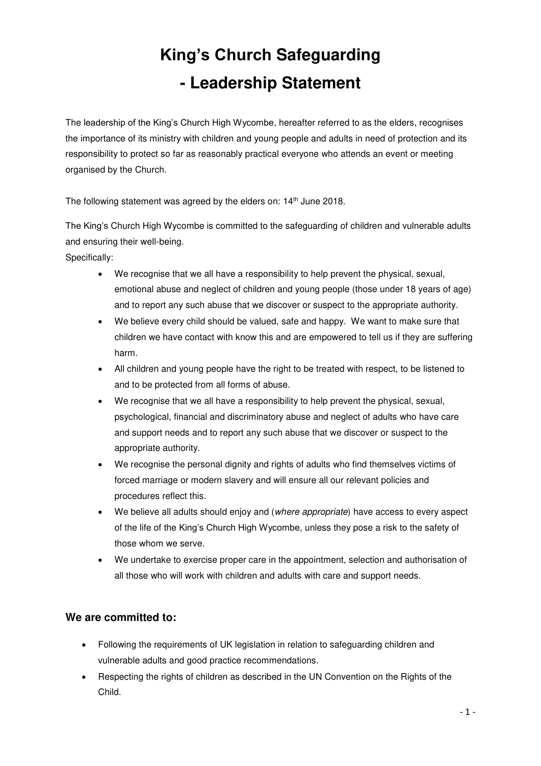# King's Church Safeguarding
# - Leadership Statement

The leadership of the King's Church High Wycombe, hereafter referred to as the elders, recognises the importance of its ministry with children and young people and adults in need of protection and its responsibility to protect so far as reasonably practical everyone who attends an event or meeting organised by the Church.

The following statement was agreed by the elders on: 14th June 2018.

The King's Church High Wycombe is committed to the safeguarding of children and vulnerable adults and ensuring their well-being.

Specifically:

- We recognise that we all have a responsibility to help prevent the physical, sexual, emotional abuse and neglect of children and young people (those under 18 years of age) and to report any such abuse that we discover or suspect to the appropriate authority.
- We believe every child should be valued, safe and happy. We want to make sure that children we have contact with know this and are empowered to tell us if they are suffering harm.
- All children and young people have the right to be treated with respect, to be listened to and to be protected from all forms of abuse.
- We recognise that we all have a responsibility to help prevent the physical, sexual, psychological, financial and discriminatory abuse and neglect of adults who have care and support needs and to report any such abuse that we discover or suspect to the appropriate authority.
- We recognise the personal dignity and rights of adults who find themselves victims of forced marriage or modern slavery and will ensure all our relevant policies and procedures reflect this.
- We believe all adults should enjoy and (*where appropriate*) have access to every aspect of the life of the King's Church High Wycombe, unless they pose a risk to the safety of those whom we serve.
- We undertake to exercise proper care in the appointment, selection and authorisation of all those who will work with children and adults with care and support needs.

## We are committed to:

- Following the requirements of UK legislation in relation to safeguarding children and vulnerable adults and good practice recommendations.
- Respecting the rights of children as described in the UN Convention on the Rights of the Child.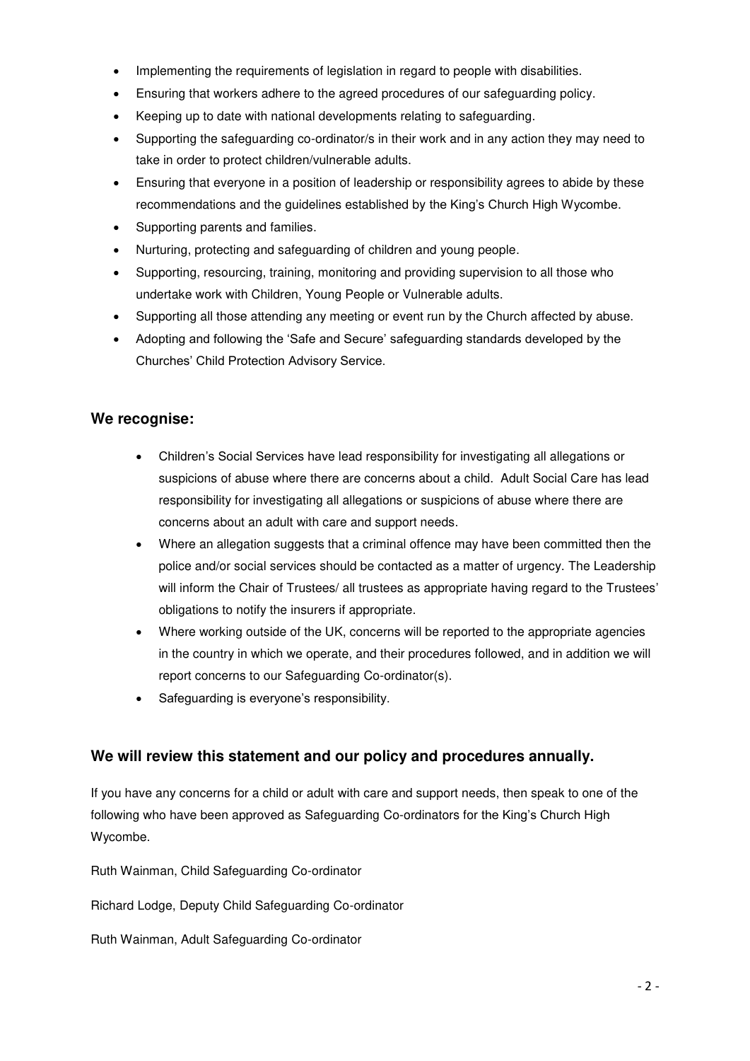- Implementing the requirements of legislation in regard to people with disabilities.
- Ensuring that workers adhere to the agreed procedures of our safeguarding policy.
- Keeping up to date with national developments relating to safeguarding.
- Supporting the safeguarding co-ordinator/s in their work and in any action they may need to take in order to protect children/vulnerable adults.
- Ensuring that everyone in a position of leadership or responsibility agrees to abide by these recommendations and the guidelines established by the King's Church High Wycombe.
- Supporting parents and families.
- Nurturing, protecting and safeguarding of children and young people.
- Supporting, resourcing, training, monitoring and providing supervision to all those who undertake work with Children, Young People or Vulnerable adults.
- Supporting all those attending any meeting or event run by the Church affected by abuse.
- Adopting and following the 'Safe and Secure' safeguarding standards developed by the Churches' Child Protection Advisory Service.

## We recognise:

- Children's Social Services have lead responsibility for investigating all allegations or suspicions of abuse where there are concerns about a child. Adult Social Care has lead responsibility for investigating all allegations or suspicions of abuse where there are concerns about an adult with care and support needs.
- Where an allegation suggests that a criminal offence may have been committed then the police and/or social services should be contacted as a matter of urgency. The Leadership will inform the Chair of Trustees/ all trustees as appropriate having regard to the Trustees' obligations to notify the insurers if appropriate.
- Where working outside of the UK, concerns will be reported to the appropriate agencies in the country in which we operate, and their procedures followed, and in addition we will report concerns to our Safeguarding Co-ordinator(s).
- Safeguarding is everyone's responsibility.

## We will review this statement and our policy and procedures annually.

If you have any concerns for a child or adult with care and support needs, then speak to one of the following who have been approved as Safeguarding Co-ordinators for the King's Church High Wycombe.

Ruth Wainman, Child Safeguarding Co-ordinator

Richard Lodge, Deputy Child Safeguarding Co-ordinator

Ruth Wainman, Adult Safeguarding Co-ordinator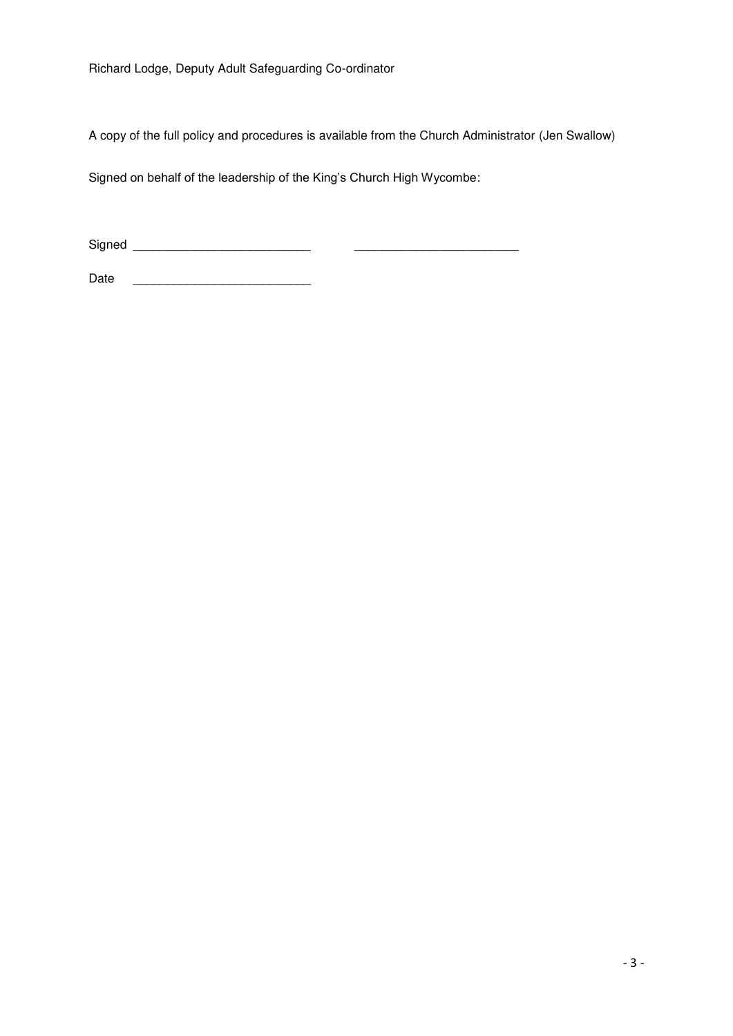Richard Lodge, Deputy Adult Safeguarding Co-ordinator

A copy of the full policy and procedures is available from the Church Administrator (Jen Swallow)

Signed on behalf of the leadership of the King's Church High Wycombe:

Signed __________________________ ________________________

Date __________________________